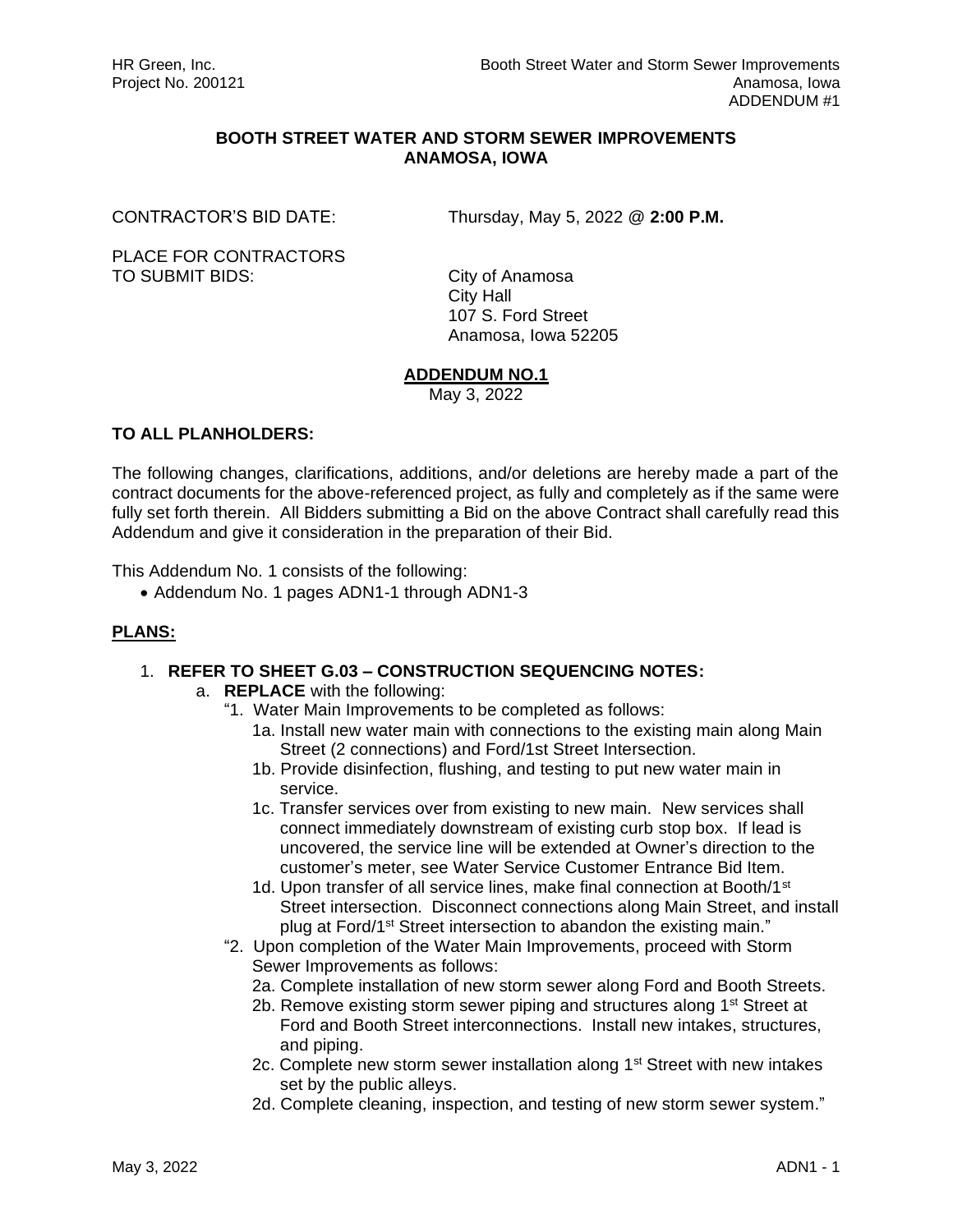**BOOTH STREET WATER AND STORM SEWER IMPROVEMENTS**
**ANAMOSA, IOWA**

CONTRACTOR'S BID DATE: Thursday, May 5, 2022 @ **2:00 P.M.**

PLACE FOR CONTRACTORS TO SUBMIT BIDS:

City of Anamosa
City Hall
107 S. Ford Street
Anamosa, Iowa 52205

**ADDENDUM NO.1**

May 3, 2022

**TO ALL PLANHOLDERS:**

The following changes, clarifications, additions, and/or deletions are hereby made a part of the contract documents for the above-referenced project, as fully and completely as if the same were fully set forth therein. All Bidders submitting a Bid on the above Contract shall carefully read this Addendum and give it consideration in the preparation of their Bid.

This Addendum No. 1 consists of the following:

- Addendum No. 1 pages ADN1-1 through ADN1-3

## PLANS:

1. **REFER TO SHEET G.03 – CONSTRUCTION SEQUENCING NOTES:**
   a. **REPLACE** with the following:

      "1. Water Main Improvements to be completed as follows:
      - 1a. Install new water main with connections to the existing main along Main Street (2 connections) and Ford/1st Street Intersection.
      - 1b. Provide disinfection, flushing, and testing to put new water main in service.
      - 1c. Transfer services over from existing to new main. New services shall connect immediately downstream of existing curb stop box. If lead is uncovered, the service line will be extended at Owner's direction to the customer's meter, see Water Service Customer Entrance Bid Item.
      - 1d. Upon transfer of all service lines, make final connection at Booth/1st Street intersection. Disconnect connections along Main Street, and install plug at Ford/1st Street intersection to abandon the existing main."

      "2. Upon completion of the Water Main Improvements, proceed with Storm Sewer Improvements as follows:
      - 2a. Complete installation of new storm sewer along Ford and Booth Streets.
      - 2b. Remove existing storm sewer piping and structures along 1st Street at Ford and Booth Street interconnections. Install new intakes, structures, and piping.
      - 2c. Complete new storm sewer installation along 1st Street with new intakes set by the public alleys.
      - 2d. Complete cleaning, inspection, and testing of new storm sewer system."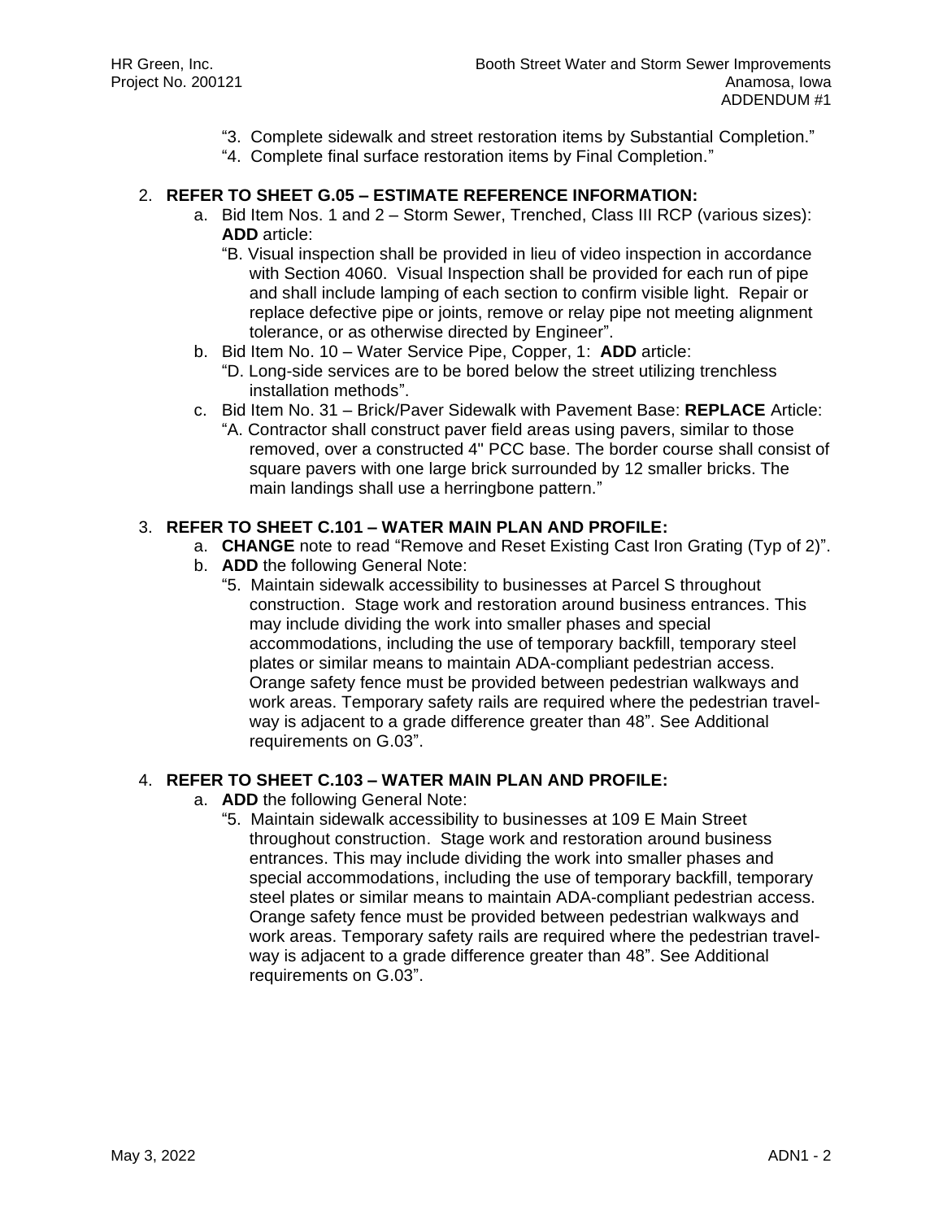"3. Complete sidewalk and street restoration items by Substantial Completion."

"4. Complete final surface restoration items by Final Completion."

2. **REFER TO SHEET G.05 – ESTIMATE REFERENCE INFORMATION:**
   a. Bid Item Nos. 1 and 2 – Storm Sewer, Trenched, Class III RCP (various sizes): **ADD** article:

      "B. Visual inspection shall be provided in lieu of video inspection in accordance with Section 4060. Visual Inspection shall be provided for each run of pipe and shall include lamping of each section to confirm visible light. Repair or replace defective pipe or joints, remove or relay pipe not meeting alignment tolerance, or as otherwise directed by Engineer".

   b. Bid Item No. 10 – Water Service Pipe, Copper, 1: **ADD** article:

      "D. Long-side services are to be bored below the street utilizing trenchless installation methods".

   c. Bid Item No. 31 – Brick/Paver Sidewalk with Pavement Base: **REPLACE** Article:

      "A. Contractor shall construct paver field areas using pavers, similar to those removed, over a constructed 4" PCC base. The border course shall consist of square pavers with one large brick surrounded by 12 smaller bricks. The main landings shall use a herringbone pattern."

3. **REFER TO SHEET C.101 – WATER MAIN PLAN AND PROFILE:**
   a. **CHANGE** note to read "Remove and Reset Existing Cast Iron Grating (Typ of 2)".
   b. **ADD** the following General Note:

      "5. Maintain sidewalk accessibility to businesses at Parcel S throughout construction. Stage work and restoration around business entrances. This may include dividing the work into smaller phases and special accommodations, including the use of temporary backfill, temporary steel plates or similar means to maintain ADA-compliant pedestrian access. Orange safety fence must be provided between pedestrian walkways and work areas. Temporary safety rails are required where the pedestrian travel-way is adjacent to a grade difference greater than 48". See Additional requirements on G.03".

4. **REFER TO SHEET C.103 – WATER MAIN PLAN AND PROFILE:**
   a. **ADD** the following General Note:

      "5. Maintain sidewalk accessibility to businesses at 109 E Main Street throughout construction. Stage work and restoration around business entrances. This may include dividing the work into smaller phases and special accommodations, including the use of temporary backfill, temporary steel plates or similar means to maintain ADA-compliant pedestrian access. Orange safety fence must be provided between pedestrian walkways and work areas. Temporary safety rails are required where the pedestrian travel-way is adjacent to a grade difference greater than 48". See Additional requirements on G.03".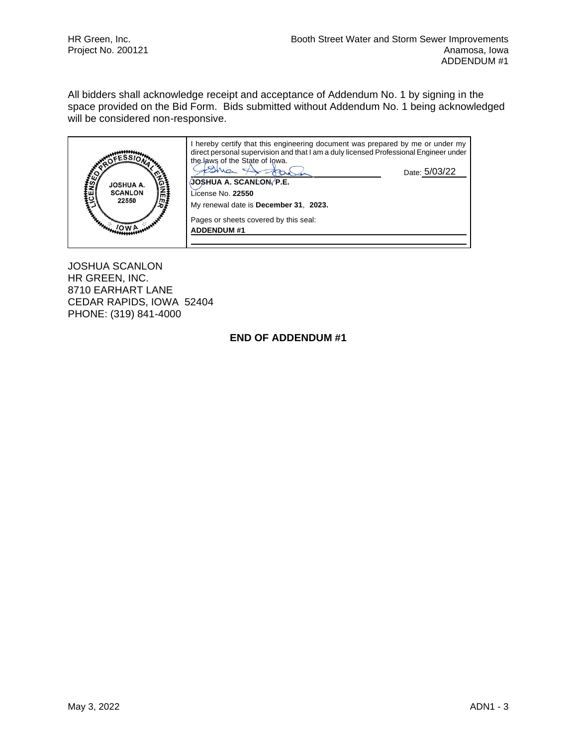All bidders shall acknowledge receipt and acceptance of Addendum No. 1 by signing in the space provided on the Bid Form. Bids submitted without Addendum No. 1 being acknowledged will be considered non-responsive.

| | |
|---|---|
| LICENSED PROFESSIONAL ENGINEER<br>JOSHUA A. SCANLON<br>22550<br>IOWA | I hereby certify that this engineering document was prepared by me or under my direct personal supervision and that I am a duly licensed Professional Engineer under the laws of the State of Iowa.<br>Date: 5/03/22<br>**JOSHUA A. SCANLON, P.E.**<br>License No. **22550**<br>My renewal date is **December 31**, **2023.**<br>Pages or sheets covered by this seal:<br>**ADDENDUM #1** |

JOSHUA SCANLON
HR GREEN, INC.
8710 EARHART LANE
CEDAR RAPIDS, IOWA 52404
PHONE: (319) 841-4000

**END OF ADDENDUM #1**